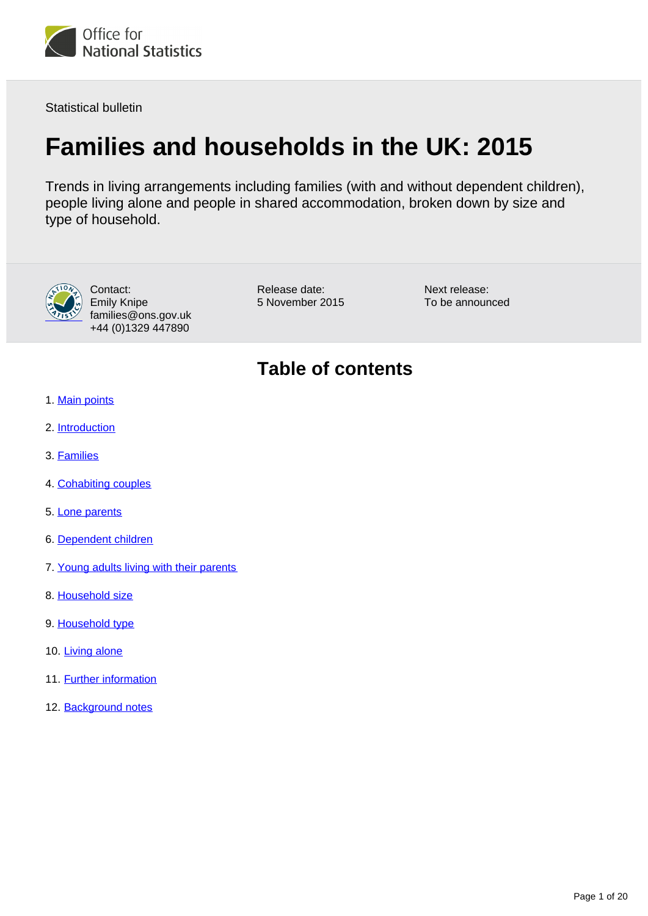Office for National Statistics

Statistical bulletin

# Families and households in the UK: 2015

Trends in living arrangements including families (with and without dependent children), people living alone and people in shared accommodation, broken down by size and type of household.

Contact:
Emily Knipe
families@ons.gov.uk
+44 (0)1329 447890

Release date:
5 November 2015

Next release:
To be announced

## Table of contents

1. Main points
2. Introduction
3. Families
4. Cohabiting couples
5. Lone parents
6. Dependent children
7. Young adults living with their parents
8. Household size
9. Household type
10. Living alone
11. Further information
12. Background notes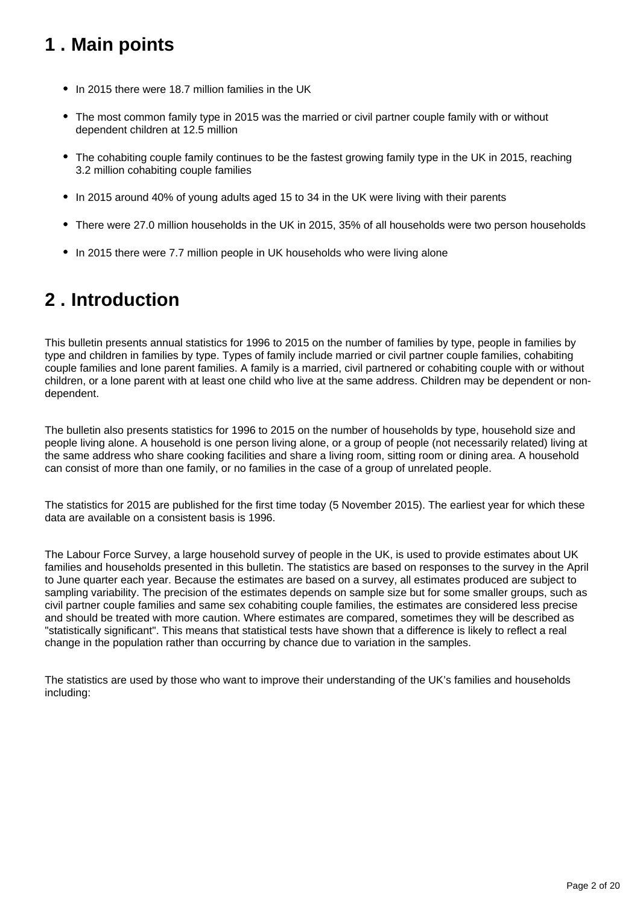## 1 . Main points

- In 2015 there were 18.7 million families in the UK
- The most common family type in 2015 was the married or civil partner couple family with or without dependent children at 12.5 million
- The cohabiting couple family continues to be the fastest growing family type in the UK in 2015, reaching 3.2 million cohabiting couple families
- In 2015 around 40% of young adults aged 15 to 34 in the UK were living with their parents
- There were 27.0 million households in the UK in 2015, 35% of all households were two person households
- In 2015 there were 7.7 million people in UK households who were living alone

## 2 . Introduction

This bulletin presents annual statistics for 1996 to 2015 on the number of families by type, people in families by type and children in families by type. Types of family include married or civil partner couple families, cohabiting couple families and lone parent families. A family is a married, civil partnered or cohabiting couple with or without children, or a lone parent with at least one child who live at the same address. Children may be dependent or non-dependent.

The bulletin also presents statistics for 1996 to 2015 on the number of households by type, household size and people living alone. A household is one person living alone, or a group of people (not necessarily related) living at the same address who share cooking facilities and share a living room, sitting room or dining area. A household can consist of more than one family, or no families in the case of a group of unrelated people.

The statistics for 2015 are published for the first time today (5 November 2015). The earliest year for which these data are available on a consistent basis is 1996.

The Labour Force Survey, a large household survey of people in the UK, is used to provide estimates about UK families and households presented in this bulletin. The statistics are based on responses to the survey in the April to June quarter each year. Because the estimates are based on a survey, all estimates produced are subject to sampling variability. The precision of the estimates depends on sample size but for some smaller groups, such as civil partner couple families and same sex cohabiting couple families, the estimates are considered less precise and should be treated with more caution. Where estimates are compared, sometimes they will be described as "statistically significant". This means that statistical tests have shown that a difference is likely to reflect a real change in the population rather than occurring by chance due to variation in the samples.

The statistics are used by those who want to improve their understanding of the UK's families and households including: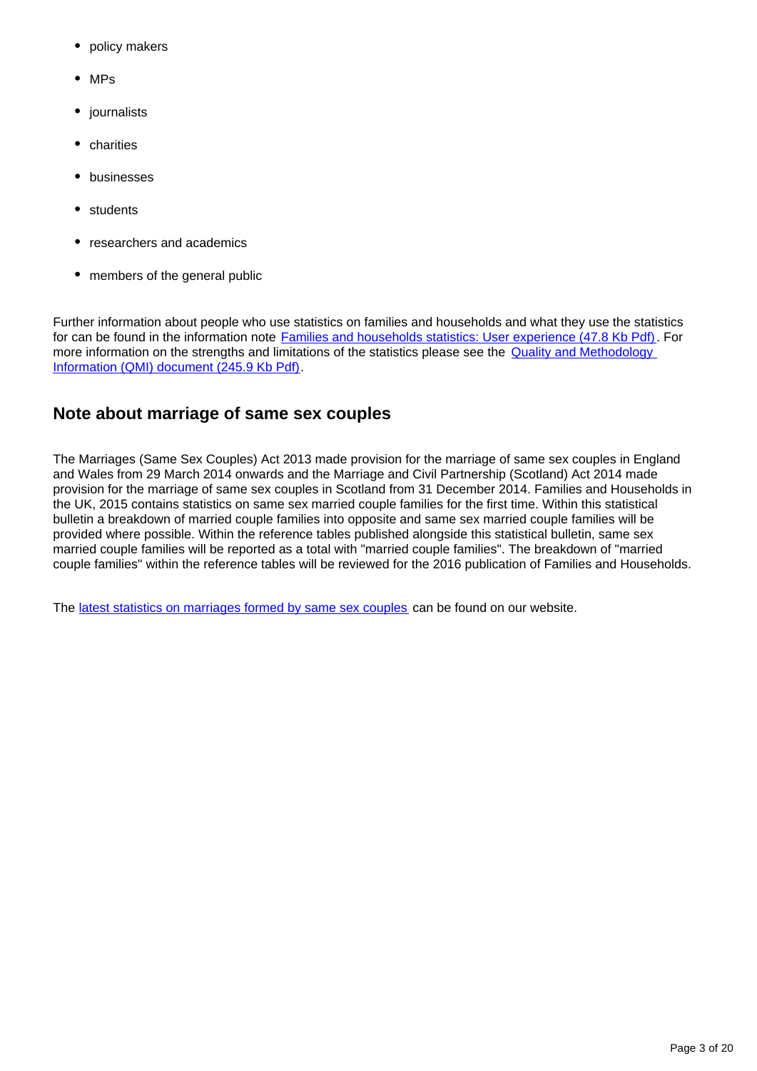- policy makers
- MPs
- journalists
- charities
- businesses
- students
- researchers and academics
- members of the general public

Further information about people who use statistics on families and households and what they use the statistics for can be found in the information note Families and households statistics: User experience (47.8 Kb Pdf). For more information on the strengths and limitations of the statistics please see the Quality and Methodology Information (QMI) document (245.9 Kb Pdf).

## Note about marriage of same sex couples

The Marriages (Same Sex Couples) Act 2013 made provision for the marriage of same sex couples in England and Wales from 29 March 2014 onwards and the Marriage and Civil Partnership (Scotland) Act 2014 made provision for the marriage of same sex couples in Scotland from 31 December 2014. Families and Households in the UK, 2015 contains statistics on same sex married couple families for the first time. Within this statistical bulletin a breakdown of married couple families into opposite and same sex married couple families will be provided where possible. Within the reference tables published alongside this statistical bulletin, same sex married couple families will be reported as a total with "married couple families". The breakdown of "married couple families" within the reference tables will be reviewed for the 2016 publication of Families and Households.

The latest statistics on marriages formed by same sex couples can be found on our website.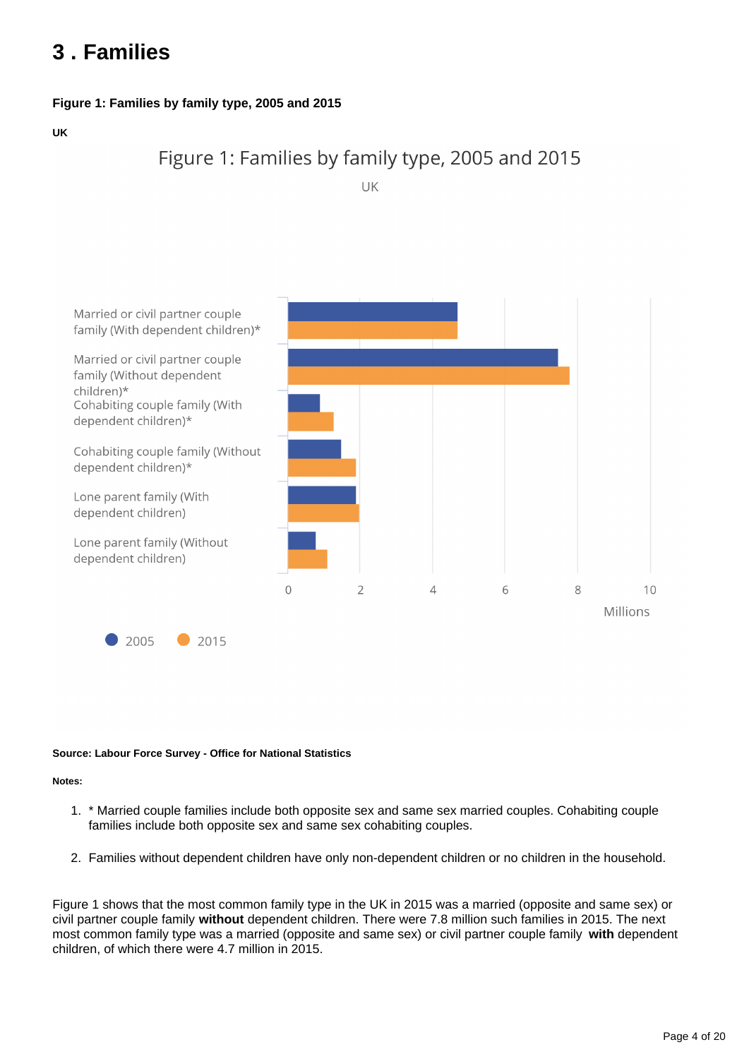# 3 . Families

**Figure 1: Families by family type, 2005 and 2015**

**UK**

Figure 1: Families by family type, 2005 and 2015

UK

Married or civil partner couple family (With dependent children)*

Married or civil partner couple family (Without dependent children)*

Cohabiting couple family (With dependent children)*

Cohabiting couple family (Without dependent children)*

Lone parent family (With dependent children)

Lone parent family (Without dependent children)

0 2 4 6 8 10

Millions

2005 2015

**Source: Labour Force Survey - Office for National Statistics**

**Notes:**

1. * Married couple families include both opposite sex and same sex married couples. Cohabiting couple families include both opposite sex and same sex cohabiting couples.
2. Families without dependent children have only non-dependent children or no children in the household.

Figure 1 shows that the most common family type in the UK in 2015 was a married (opposite and same sex) or civil partner couple family **without** dependent children. There were 7.8 million such families in 2015. The next most common family type was a married (opposite and same sex) or civil partner couple family **with** dependent children, of which there were 4.7 million in 2015.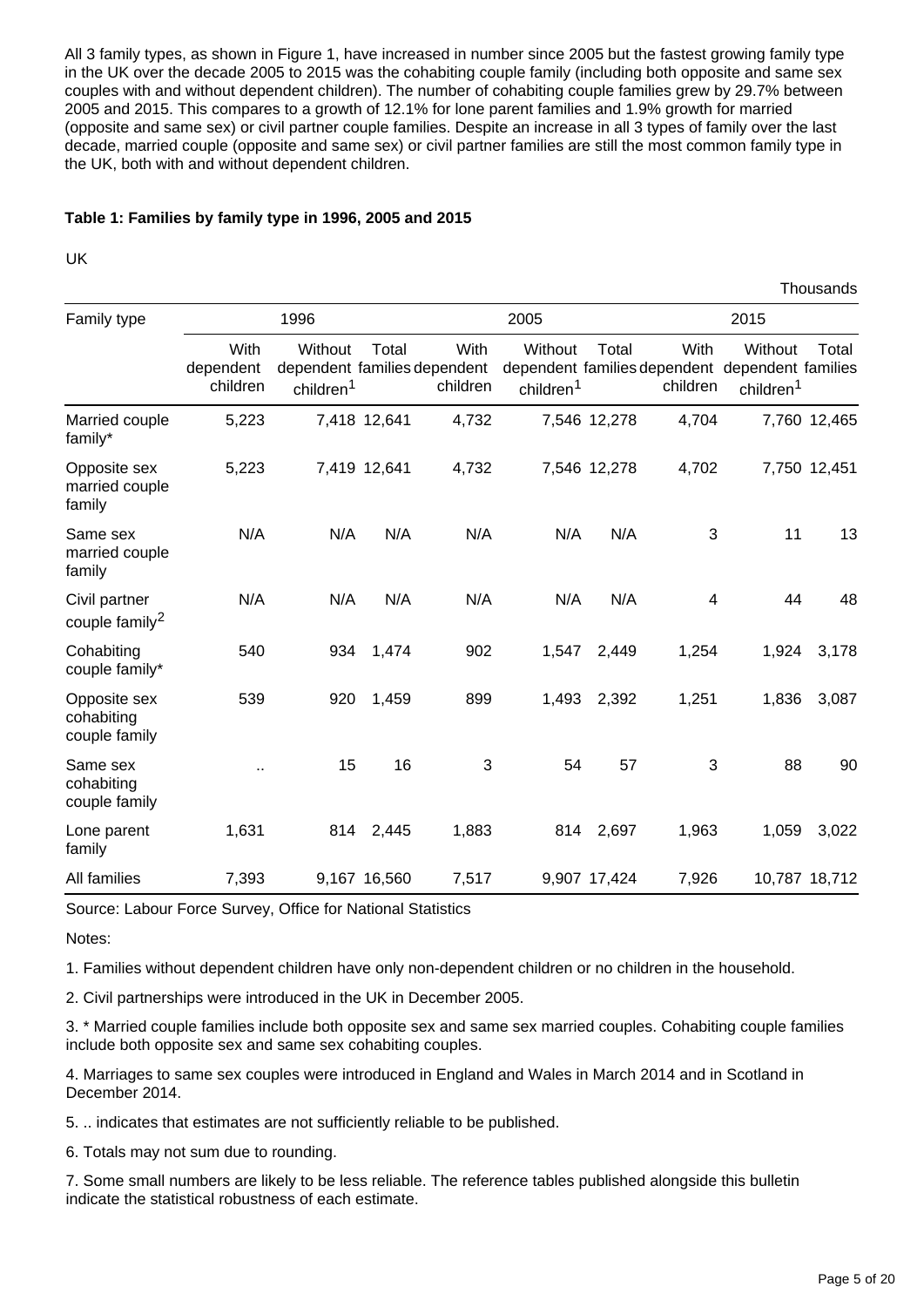All 3 family types, as shown in Figure 1, have increased in number since 2005 but the fastest growing family type in the UK over the decade 2005 to 2015 was the cohabiting couple family (including both opposite and same sex couples with and without dependent children). The number of cohabiting couple families grew by 29.7% between 2005 and 2015. This compares to a growth of 12.1% for lone parent families and 1.9% growth for married (opposite and same sex) or civil partner couple families. Despite an increase in all 3 types of family over the last decade, married couple (opposite and same sex) or civil partner families are still the most common family type in the UK, both with and without dependent children.

**Table 1: Families by family type in 1996, 2005 and 2015**

UK

Thousands

| Family type | 1996 | | | 2005 | | | 2015 | | |
|---|---|---|---|---|---|---|---|---|---|
| | With dependent children | Without dependent children[1] | Total families | With dependent children | Without dependent children[1] | Total families | With dependent children | Without dependent children[1] | Total families |
| Married couple family* | 5,223 | 7,418 | 12,641 | 4,732 | 7,546 | 12,278 | 4,704 | 7,760 | 12,465 |
| Opposite sex married couple family | 5,223 | 7,419 | 12,641 | 4,732 | 7,546 | 12,278 | 4,702 | 7,750 | 12,451 |
| Same sex married couple family | N/A | N/A | N/A | N/A | N/A | N/A | 3 | 11 | 13 |
| Civil partner couple family[2] | N/A | N/A | N/A | N/A | N/A | N/A | 4 | 44 | 48 |
| Cohabiting couple family* | 540 | 934 | 1,474 | 902 | 1,547 | 2,449 | 1,254 | 1,924 | 3,178 |
| Opposite sex cohabiting couple family | 539 | 920 | 1,459 | 899 | 1,493 | 2,392 | 1,251 | 1,836 | 3,087 |
| Same sex cohabiting couple family | .. | 15 | 16 | 3 | 54 | 57 | 3 | 88 | 90 |
| Lone parent family | 1,631 | 814 | 2,445 | 1,883 | 814 | 2,697 | 1,963 | 1,059 | 3,022 |
| All families | 7,393 | 9,167 | 16,560 | 7,517 | 9,907 | 17,424 | 7,926 | 10,787 | 18,712 |

Source: Labour Force Survey, Office for National Statistics

Notes:

1. Families without dependent children have only non-dependent children or no children in the household.

2. Civil partnerships were introduced in the UK in December 2005.

3. * Married couple families include both opposite sex and same sex married couples. Cohabiting couple families include both opposite sex and same sex cohabiting couples.

4. Marriages to same sex couples were introduced in England and Wales in March 2014 and in Scotland in December 2014.

5. .. indicates that estimates are not sufficiently reliable to be published.

6. Totals may not sum due to rounding.

7. Some small numbers are likely to be less reliable. The reference tables published alongside this bulletin indicate the statistical robustness of each estimate.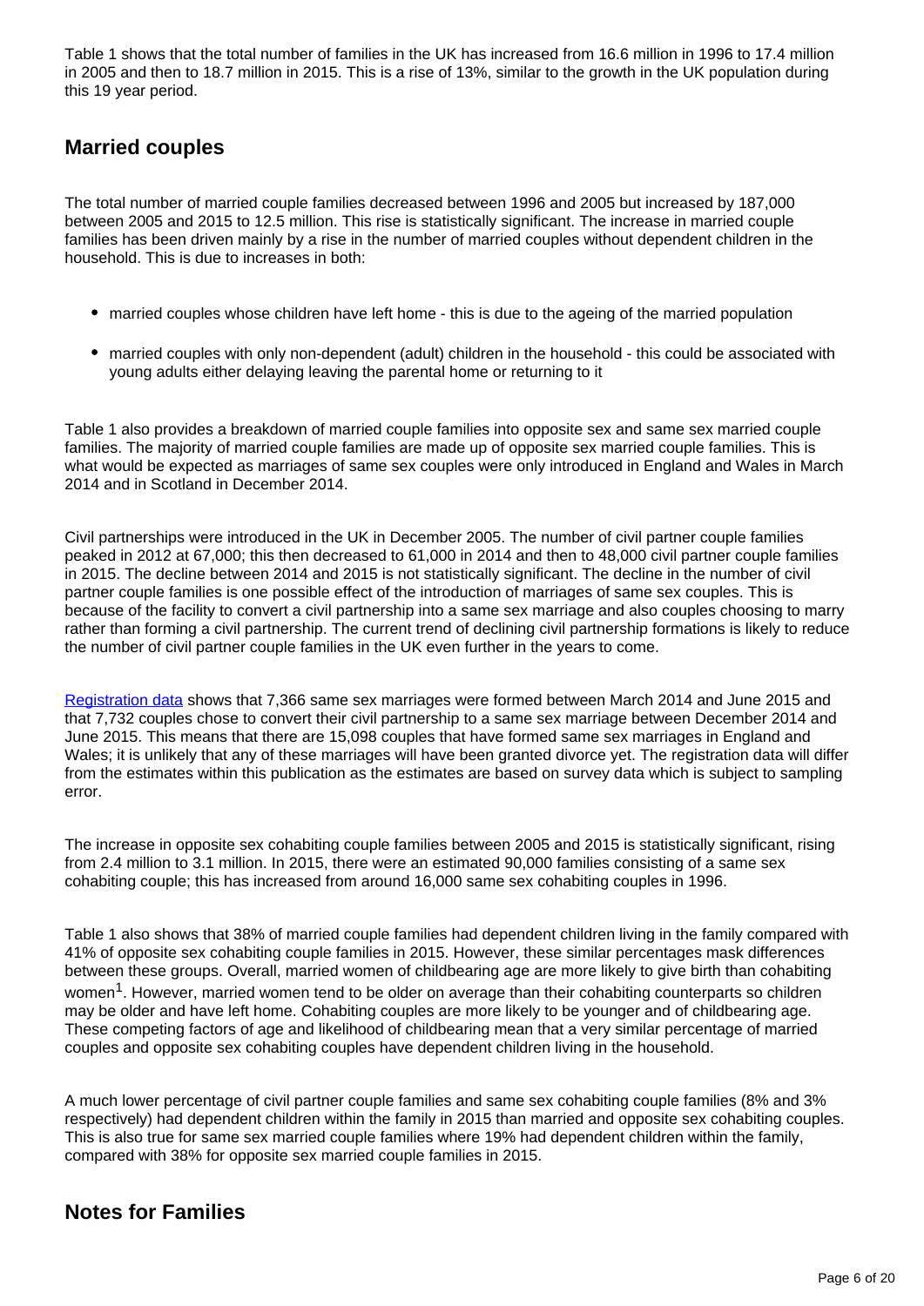Table 1 shows that the total number of families in the UK has increased from 16.6 million in 1996 to 17.4 million in 2005 and then to 18.7 million in 2015. This is a rise of 13%, similar to the growth in the UK population during this 19 year period.

## Married couples

The total number of married couple families decreased between 1996 and 2005 but increased by 187,000 between 2005 and 2015 to 12.5 million. This rise is statistically significant. The increase in married couple families has been driven mainly by a rise in the number of married couples without dependent children in the household. This is due to increases in both:

- married couples whose children have left home - this is due to the ageing of the married population
- married couples with only non-dependent (adult) children in the household - this could be associated with young adults either delaying leaving the parental home or returning to it

Table 1 also provides a breakdown of married couple families into opposite sex and same sex married couple families. The majority of married couple families are made up of opposite sex married couple families. This is what would be expected as marriages of same sex couples were only introduced in England and Wales in March 2014 and in Scotland in December 2014.

Civil partnerships were introduced in the UK in December 2005. The number of civil partner couple families peaked in 2012 at 67,000; this then decreased to 61,000 in 2014 and then to 48,000 civil partner couple families in 2015. The decline between 2014 and 2015 is not statistically significant. The decline in the number of civil partner couple families is one possible effect of the introduction of marriages of same sex couples. This is because of the facility to convert a civil partnership into a same sex marriage and also couples choosing to marry rather than forming a civil partnership. The current trend of declining civil partnership formations is likely to reduce the number of civil partner couple families in the UK even further in the years to come.

Registration data shows that 7,366 same sex marriages were formed between March 2014 and June 2015 and that 7,732 couples chose to convert their civil partnership to a same sex marriage between December 2014 and June 2015. This means that there are 15,098 couples that have formed same sex marriages in England and Wales; it is unlikely that any of these marriages will have been granted divorce yet. The registration data will differ from the estimates within this publication as the estimates are based on survey data which is subject to sampling error.

The increase in opposite sex cohabiting couple families between 2005 and 2015 is statistically significant, rising from 2.4 million to 3.1 million. In 2015, there were an estimated 90,000 families consisting of a same sex cohabiting couple; this has increased from around 16,000 same sex cohabiting couples in 1996.

Table 1 also shows that 38% of married couple families had dependent children living in the family compared with 41% of opposite sex cohabiting couple families in 2015. However, these similar percentages mask differences between these groups. Overall, married women of childbearing age are more likely to give birth than cohabiting women[1]. However, married women tend to be older on average than their cohabiting counterparts so children may be older and have left home. Cohabiting couples are more likely to be younger and of childbearing age. These competing factors of age and likelihood of childbearing mean that a very similar percentage of married couples and opposite sex cohabiting couples have dependent children living in the household.

A much lower percentage of civil partner couple families and same sex cohabiting couple families (8% and 3% respectively) had dependent children within the family in 2015 than married and opposite sex cohabiting couples. This is also true for same sex married couple families where 19% had dependent children within the family, compared with 38% for opposite sex married couple families in 2015.

## Notes for Families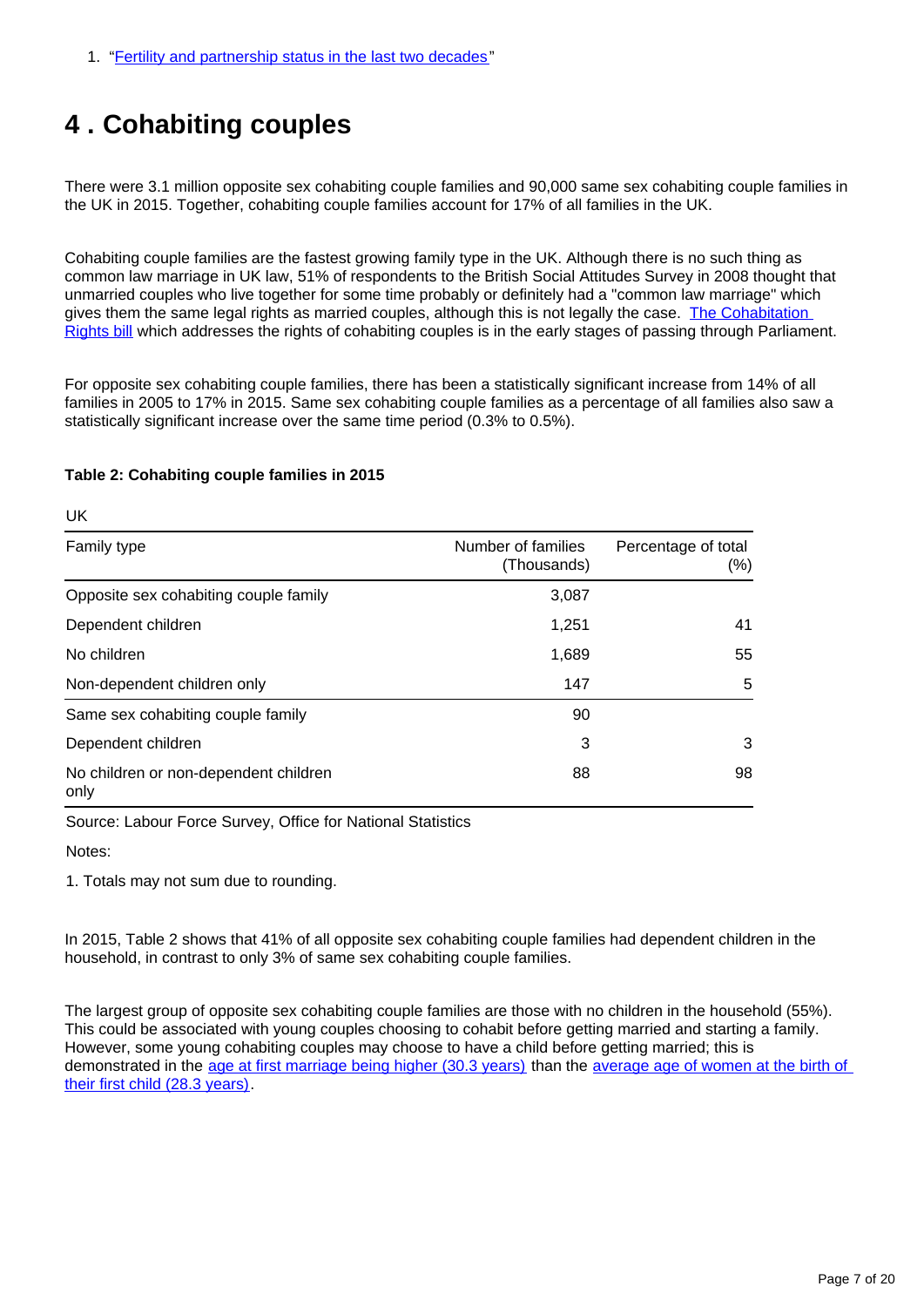1. "Fertility and partnership status in the last two decades"

# 4 . Cohabiting couples

There were 3.1 million opposite sex cohabiting couple families and 90,000 same sex cohabiting couple families in the UK in 2015. Together, cohabiting couple families account for 17% of all families in the UK.

Cohabiting couple families are the fastest growing family type in the UK. Although there is no such thing as common law marriage in UK law, 51% of respondents to the British Social Attitudes Survey in 2008 thought that unmarried couples who live together for some time probably or definitely had a "common law marriage" which gives them the same legal rights as married couples, although this is not legally the case. The Cohabitation Rights bill which addresses the rights of cohabiting couples is in the early stages of passing through Parliament.

For opposite sex cohabiting couple families, there has been a statistically significant increase from 14% of all families in 2005 to 17% in 2015. Same sex cohabiting couple families as a percentage of all families also saw a statistically significant increase over the same time period (0.3% to 0.5%).

**Table 2: Cohabiting couple families in 2015**

UK

| Family type | Number of families (Thousands) | Percentage of total (%) |
|---|---|---|
| Opposite sex cohabiting couple family | 3,087 | |
| Dependent children | 1,251 | 41 |
| No children | 1,689 | 55 |
| Non-dependent children only | 147 | 5 |
| Same sex cohabiting couple family | 90 | |
| Dependent children | 3 | 3 |
| No children or non-dependent children only | 88 | 98 |

Source: Labour Force Survey, Office for National Statistics

Notes:

1. Totals may not sum due to rounding.

In 2015, Table 2 shows that 41% of all opposite sex cohabiting couple families had dependent children in the household, in contrast to only 3% of same sex cohabiting couple families.

The largest group of opposite sex cohabiting couple families are those with no children in the household (55%). This could be associated with young couples choosing to cohabit before getting married and starting a family. However, some young cohabiting couples may choose to have a child before getting married; this is demonstrated in the age at first marriage being higher (30.3 years) than the average age of women at the birth of their first child (28.3 years).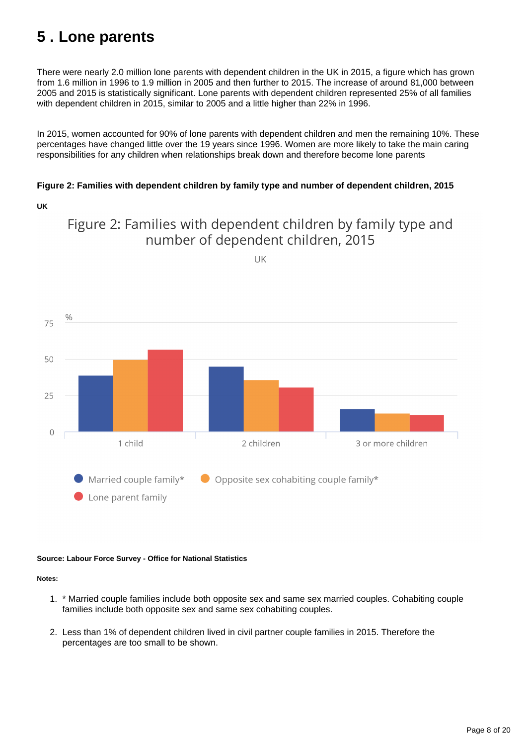# 5 . Lone parents

There were nearly 2.0 million lone parents with dependent children in the UK in 2015, a figure which has grown from 1.6 million in 1996 to 1.9 million in 2005 and then further to 2015. The increase of around 81,000 between 2005 and 2015 is statistically significant. Lone parents with dependent children represented 25% of all families with dependent children in 2015, similar to 2005 and a little higher than 22% in 1996.

In 2015, women accounted for 90% of lone parents with dependent children and men the remaining 10%. These percentages have changed little over the 19 years since 1996. Women are more likely to take the main caring responsibilities for any children when relationships break down and therefore become lone parents

**Figure 2: Families with dependent children by family type and number of dependent children, 2015**

**UK**

**Source: Labour Force Survey - Office for National Statistics**

**Notes:**

1. * Married couple families include both opposite sex and same sex married couples. Cohabiting couple families include both opposite sex and same sex cohabiting couples.

2. Less than 1% of dependent children lived in civil partner couple families in 2015. Therefore the percentages are too small to be shown.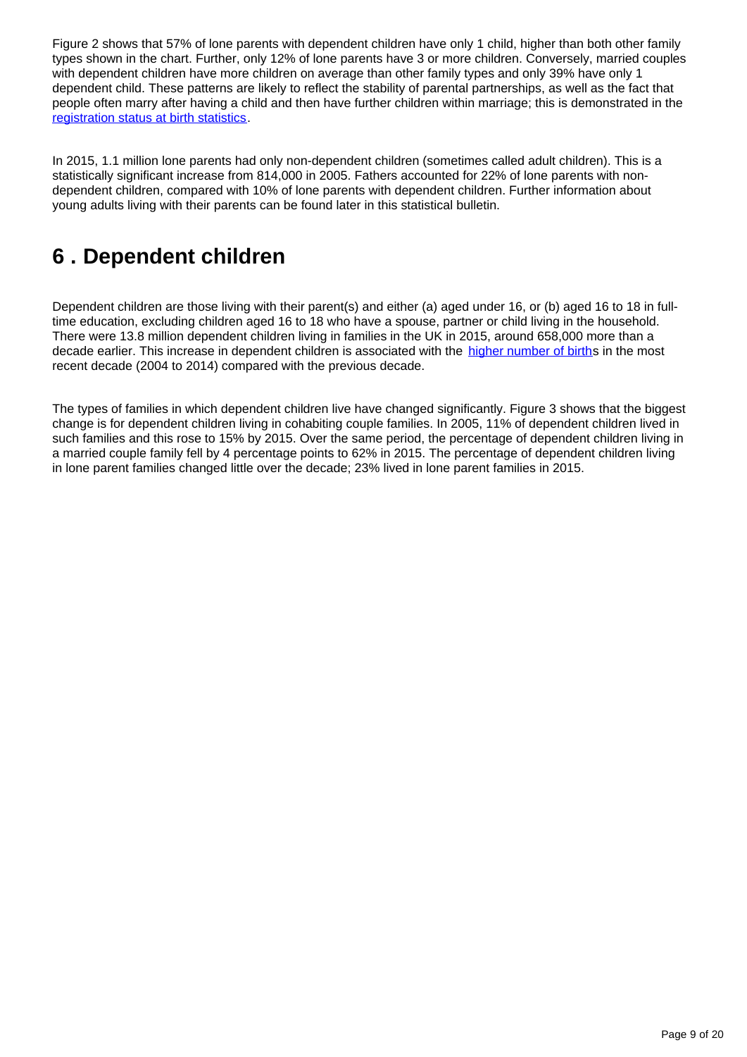Figure 2 shows that 57% of lone parents with dependent children have only 1 child, higher than both other family types shown in the chart. Further, only 12% of lone parents have 3 or more children. Conversely, married couples with dependent children have more children on average than other family types and only 39% have only 1 dependent child. These patterns are likely to reflect the stability of parental partnerships, as well as the fact that people often marry after having a child and then have further children within marriage; this is demonstrated in the registration status at birth statistics.

In 2015, 1.1 million lone parents had only non-dependent children (sometimes called adult children). This is a statistically significant increase from 814,000 in 2005. Fathers accounted for 22% of lone parents with non-dependent children, compared with 10% of lone parents with dependent children. Further information about young adults living with their parents can be found later in this statistical bulletin.

# 6 . Dependent children

Dependent children are those living with their parent(s) and either (a) aged under 16, or (b) aged 16 to 18 in full-time education, excluding children aged 16 to 18 who have a spouse, partner or child living in the household. There were 13.8 million dependent children living in families in the UK in 2015, around 658,000 more than a decade earlier. This increase in dependent children is associated with the higher number of births in the most recent decade (2004 to 2014) compared with the previous decade.

The types of families in which dependent children live have changed significantly. Figure 3 shows that the biggest change is for dependent children living in cohabiting couple families. In 2005, 11% of dependent children lived in such families and this rose to 15% by 2015. Over the same period, the percentage of dependent children living in a married couple family fell by 4 percentage points to 62% in 2015. The percentage of dependent children living in lone parent families changed little over the decade; 23% lived in lone parent families in 2015.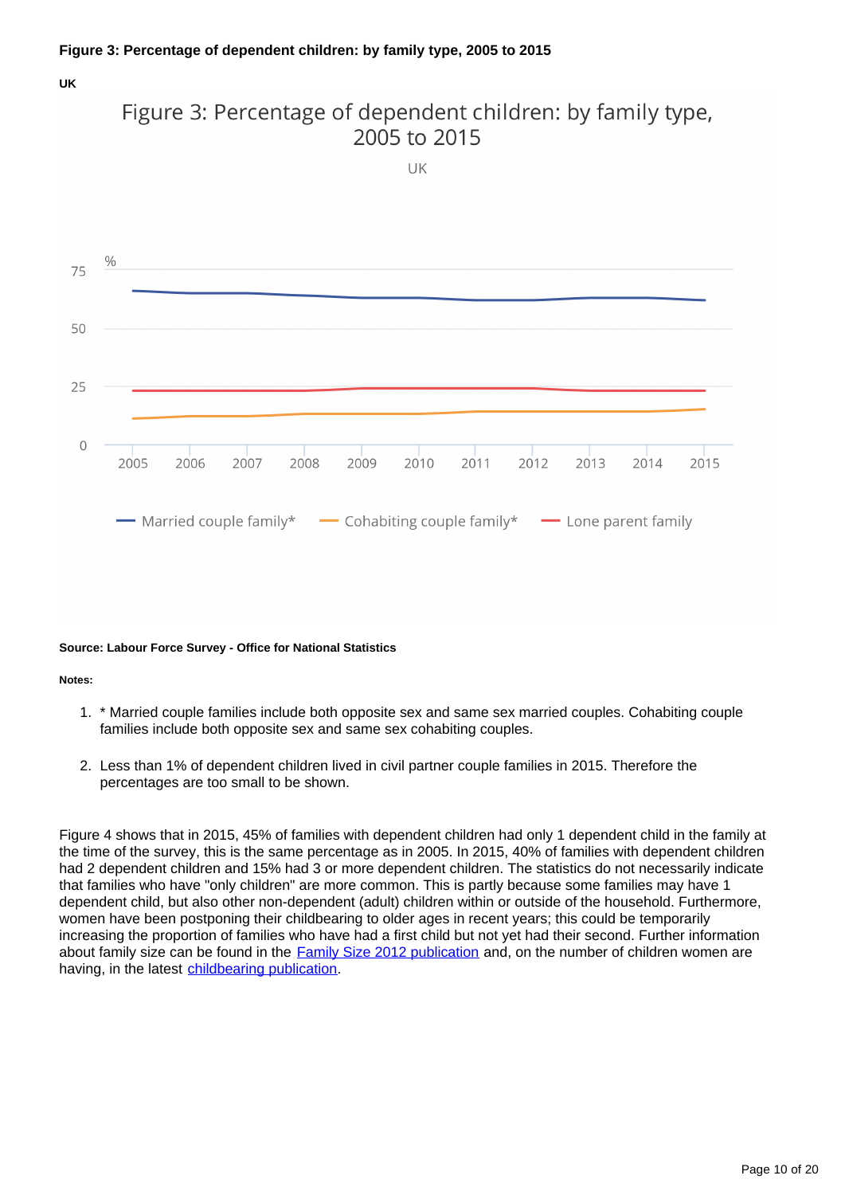**Figure 3: Percentage of dependent children: by family type, 2005 to 2015**

**UK**

Figure 3: Percentage of dependent children: by family type, 2005 to 2015

UK

%

75

50

25

0

2005 2006 2007 2008 2009 2010 2011 2012 2013 2014 2015

Married couple family* Cohabiting couple family* Lone parent family

**Source: Labour Force Survey - Office for National Statistics**

**Notes:**

1. * Married couple families include both opposite sex and same sex married couples. Cohabiting couple families include both opposite sex and same sex cohabiting couples.
2. Less than 1% of dependent children lived in civil partner couple families in 2015. Therefore the percentages are too small to be shown.

Figure 4 shows that in 2015, 45% of families with dependent children had only 1 dependent child in the family at the time of the survey, this is the same percentage as in 2005. In 2015, 40% of families with dependent children had 2 dependent children and 15% had 3 or more dependent children. The statistics do not necessarily indicate that families who have "only children" are more common. This is partly because some families may have 1 dependent child, but also other non-dependent (adult) children within or outside of the household. Furthermore, women have been postponing their childbearing to older ages in recent years; this could be temporarily increasing the proportion of families who have had a first child but not yet had their second. Further information about family size can be found in the Family Size 2012 publication and, on the number of children women are having, in the latest childbearing publication.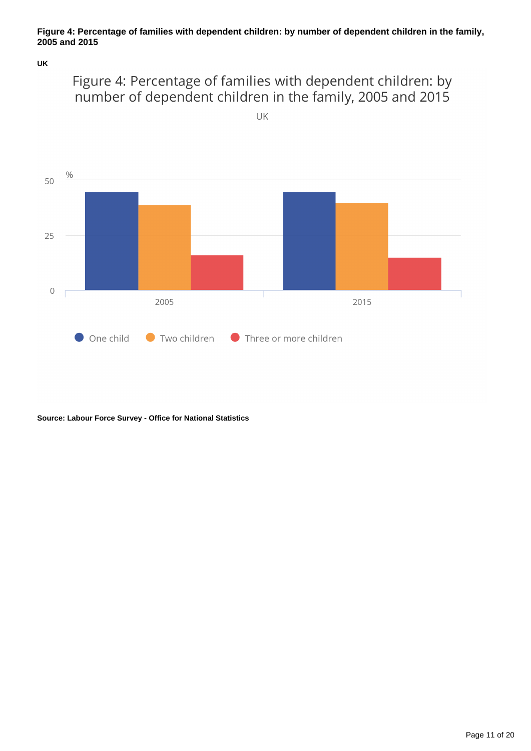**Figure 4: Percentage of families with dependent children: by number of dependent children in the family, 2005 and 2015**

**UK**

Figure 4: Percentage of families with dependent children: by number of dependent children in the family, 2005 and 2015

UK

%

50

25

0

2005

2015

One child  Two children  Three or more children

**Source: Labour Force Survey - Office for National Statistics**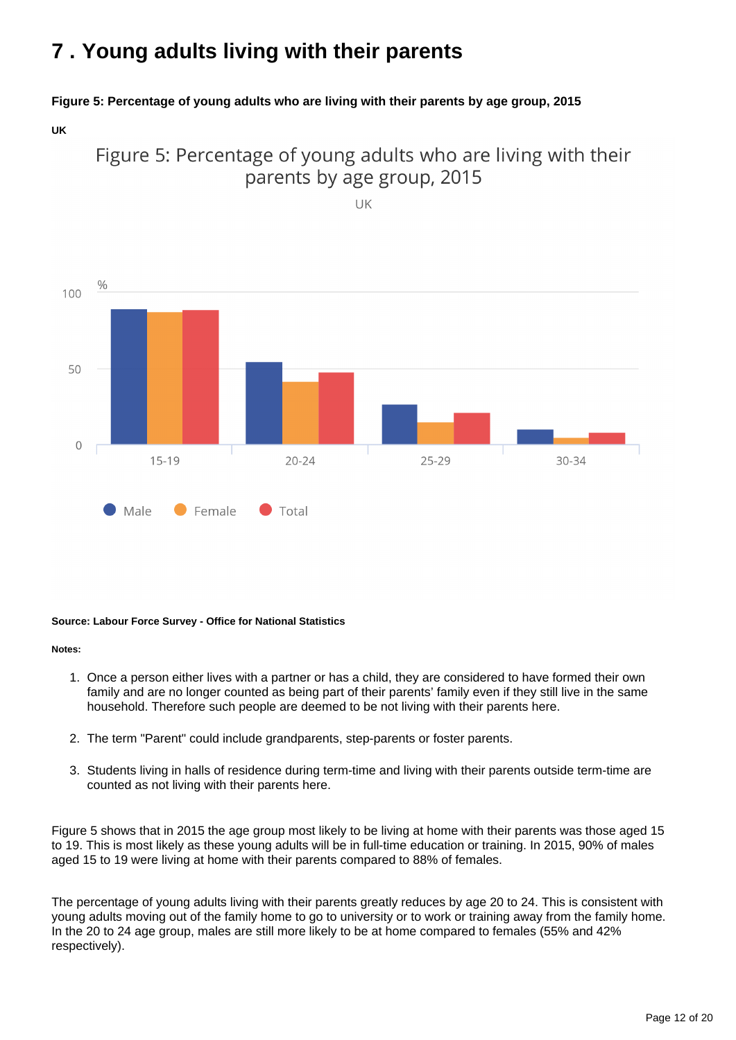# 7 . Young adults living with their parents

**Figure 5: Percentage of young adults who are living with their parents by age group, 2015**

**UK**

Figure 5: Percentage of young adults who are living with their parents by age group, 2015

UK

**Source: Labour Force Survey - Office for National Statistics**

**Notes:**

1. Once a person either lives with a partner or has a child, they are considered to have formed their own family and are no longer counted as being part of their parents' family even if they still live in the same household. Therefore such people are deemed to be not living with their parents here.

2. The term "Parent" could include grandparents, step-parents or foster parents.

3. Students living in halls of residence during term-time and living with their parents outside term-time are counted as not living with their parents here.

Figure 5 shows that in 2015 the age group most likely to be living at home with their parents was those aged 15 to 19. This is most likely as these young adults will be in full-time education or training. In 2015, 90% of males aged 15 to 19 were living at home with their parents compared to 88% of females.

The percentage of young adults living with their parents greatly reduces by age 20 to 24. This is consistent with young adults moving out of the family home to go to university or to work or training away from the family home. In the 20 to 24 age group, males are still more likely to be at home compared to females (55% and 42% respectively).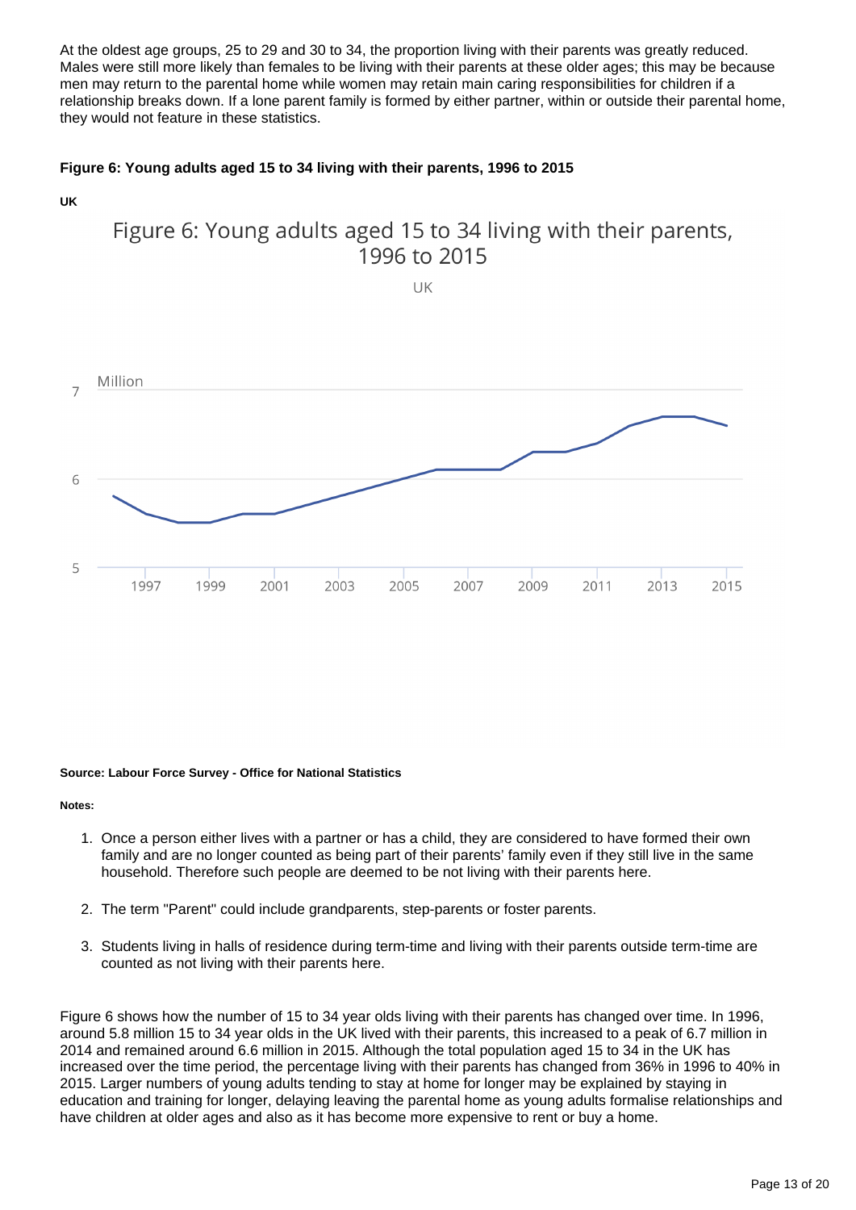At the oldest age groups, 25 to 29 and 30 to 34, the proportion living with their parents was greatly reduced. Males were still more likely than females to be living with their parents at these older ages; this may be because men may return to the parental home while women may retain main caring responsibilities for children if a relationship breaks down. If a lone parent family is formed by either partner, within or outside their parental home, they would not feature in these statistics.

**Figure 6: Young adults aged 15 to 34 living with their parents, 1996 to 2015**

**UK**

**Source: Labour Force Survey - Office for National Statistics**

**Notes:**

1. Once a person either lives with a partner or has a child, they are considered to have formed their own family and are no longer counted as being part of their parents' family even if they still live in the same household. Therefore such people are deemed to be not living with their parents here.
2. The term "Parent" could include grandparents, step-parents or foster parents.
3. Students living in halls of residence during term-time and living with their parents outside term-time are counted as not living with their parents here.

Figure 6 shows how the number of 15 to 34 year olds living with their parents has changed over time. In 1996, around 5.8 million 15 to 34 year olds in the UK lived with their parents, this increased to a peak of 6.7 million in 2014 and remained around 6.6 million in 2015. Although the total population aged 15 to 34 in the UK has increased over the time period, the percentage living with their parents has changed from 36% in 1996 to 40% in 2015. Larger numbers of young adults tending to stay at home for longer may be explained by staying in education and training for longer, delaying leaving the parental home as young adults formalise relationships and have children at older ages and also as it has become more expensive to rent or buy a home.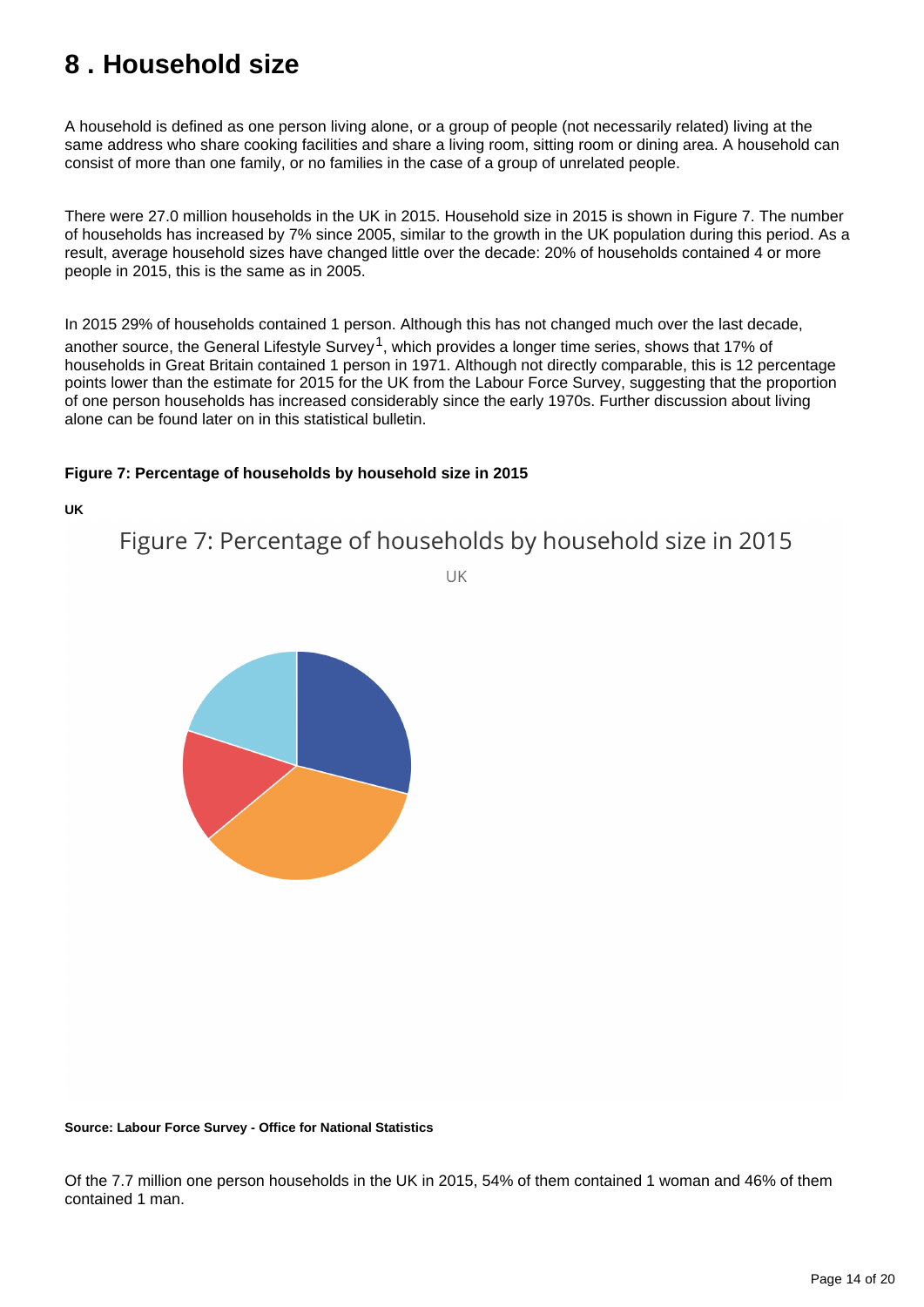# 8 . Household size

A household is defined as one person living alone, or a group of people (not necessarily related) living at the same address who share cooking facilities and share a living room, sitting room or dining area. A household can consist of more than one family, or no families in the case of a group of unrelated people.

There were 27.0 million households in the UK in 2015. Household size in 2015 is shown in Figure 7. The number of households has increased by 7% since 2005, similar to the growth in the UK population during this period. As a result, average household sizes have changed little over the decade: 20% of households contained 4 or more people in 2015, this is the same as in 2005.

In 2015 29% of households contained 1 person. Although this has not changed much over the last decade, another source, the General Lifestyle Survey[1], which provides a longer time series, shows that 17% of households in Great Britain contained 1 person in 1971. Although not directly comparable, this is 12 percentage points lower than the estimate for 2015 for the UK from the Labour Force Survey, suggesting that the proportion of one person households has increased considerably since the early 1970s. Further discussion about living alone can be found later on in this statistical bulletin.

**Figure 7: Percentage of households by household size in 2015**

**UK**

Figure 7: Percentage of households by household size in 2015

UK

**Source: Labour Force Survey - Office for National Statistics**

Of the 7.7 million one person households in the UK in 2015, 54% of them contained 1 woman and 46% of them contained 1 man.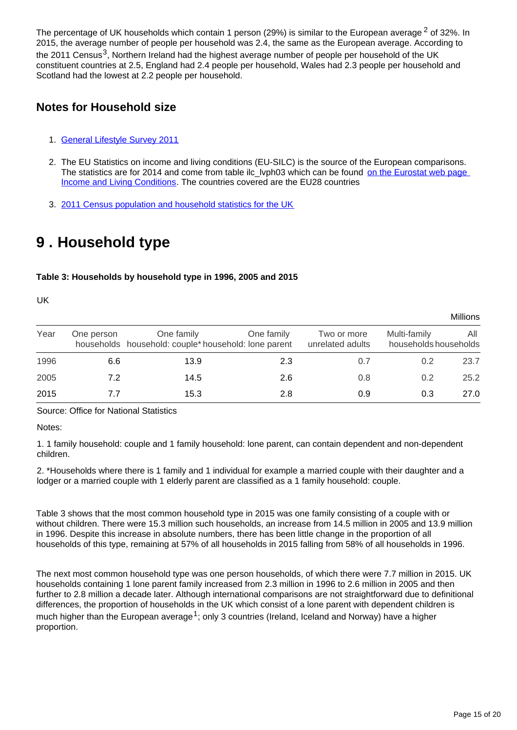The percentage of UK households which contain 1 person (29%) is similar to the European average[2] of 32%. In 2015, the average number of people per household was 2.4, the same as the European average. According to the 2011 Census[3], Northern Ireland had the highest average number of people per household of the UK constituent countries at 2.5, England had 2.4 people per household, Wales had 2.3 people per household and Scotland had the lowest at 2.2 people per household.

## Notes for Household size

1. General Lifestyle Survey 2011
2. The EU Statistics on income and living conditions (EU-SILC) is the source of the European comparisons. The statistics are for 2014 and come from table ilc_lvph03 which can be found on the Eurostat web page Income and Living Conditions. The countries covered are the EU28 countries
3. 2011 Census population and household statistics for the UK

# 9 . Household type

**Table 3: Households by household type in 1996, 2005 and 2015**

UK

Millions

| Year | One person households | One family household: couple* | One family household: lone parent | Two or more unrelated adults | Multi-family households | All households |
|---|---|---|---|---|---|---|
| 1996 | 6.6 | 13.9 | 2.3 | 0.7 | 0.2 | 23.7 |
| 2005 | 7.2 | 14.5 | 2.6 | 0.8 | 0.2 | 25.2 |
| 2015 | 7.7 | 15.3 | 2.8 | 0.9 | 0.3 | 27.0 |

Source: Office for National Statistics

Notes:

1. 1 family household: couple and 1 family household: lone parent, can contain dependent and non-dependent children.

2. *Households where there is 1 family and 1 individual for example a married couple with their daughter and a lodger or a married couple with 1 elderly parent are classified as a 1 family household: couple.

Table 3 shows that the most common household type in 2015 was one family consisting of a couple with or without children. There were 15.3 million such households, an increase from 14.5 million in 2005 and 13.9 million in 1996. Despite this increase in absolute numbers, there has been little change in the proportion of all households of this type, remaining at 57% of all households in 2015 falling from 58% of all households in 1996.

The next most common household type was one person households, of which there were 7.7 million in 2015. UK households containing 1 lone parent family increased from 2.3 million in 1996 to 2.6 million in 2005 and then further to 2.8 million a decade later. Although international comparisons are not straightforward due to definitional differences, the proportion of households in the UK which consist of a lone parent with dependent children is much higher than the European average[1]; only 3 countries (Ireland, Iceland and Norway) have a higher proportion.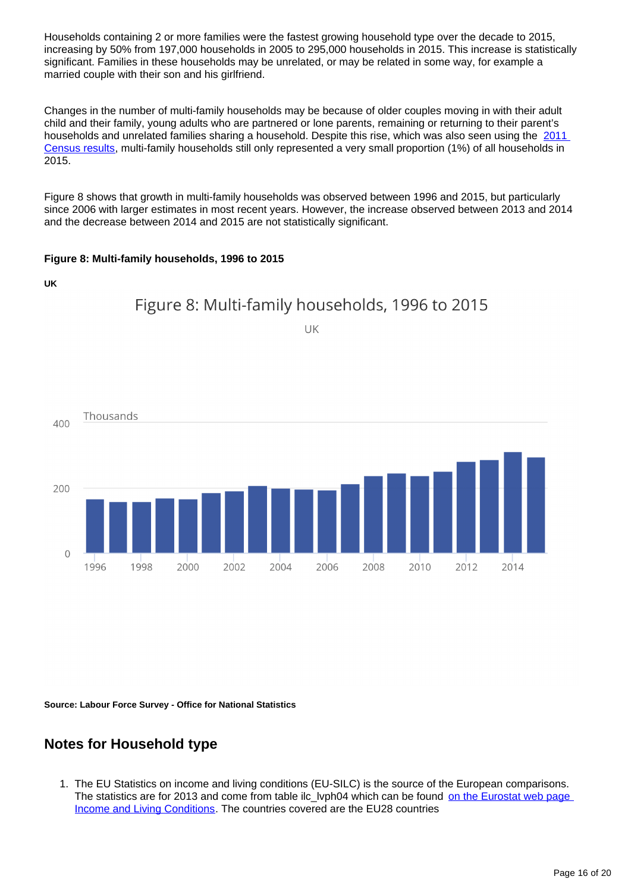Households containing 2 or more families were the fastest growing household type over the decade to 2015, increasing by 50% from 197,000 households in 2005 to 295,000 households in 2015. This increase is statistically significant. Families in these households may be unrelated, or may be related in some way, for example a married couple with their son and his girlfriend.

Changes in the number of multi-family households may be because of older couples moving in with their adult child and their family, young adults who are partnered or lone parents, remaining or returning to their parent's households and unrelated families sharing a household. Despite this rise, which was also seen using the [2011 Census results](), multi-family households still only represented a very small proportion (1%) of all households in 2015.

Figure 8 shows that growth in multi-family households was observed between 1996 and 2015, but particularly since 2006 with larger estimates in most recent years. However, the increase observed between 2013 and 2014 and the decrease between 2014 and 2015 are not statistically significant.

**Figure 8: Multi-family households, 1996 to 2015**

**UK**

Figure 8: Multi-family households, 1996 to 2015

UK

Thousands

400

200

0

1996 1998 2000 2002 2004 2006 2008 2010 2012 2014

**Source: Labour Force Survey - Office for National Statistics**

## Notes for Household type

1. The EU Statistics on income and living conditions (EU-SILC) is the source of the European comparisons. The statistics are for 2013 and come from table ilc_lvph04 which can be found [on the Eurostat web page Income and Living Conditions](). The countries covered are the EU28 countries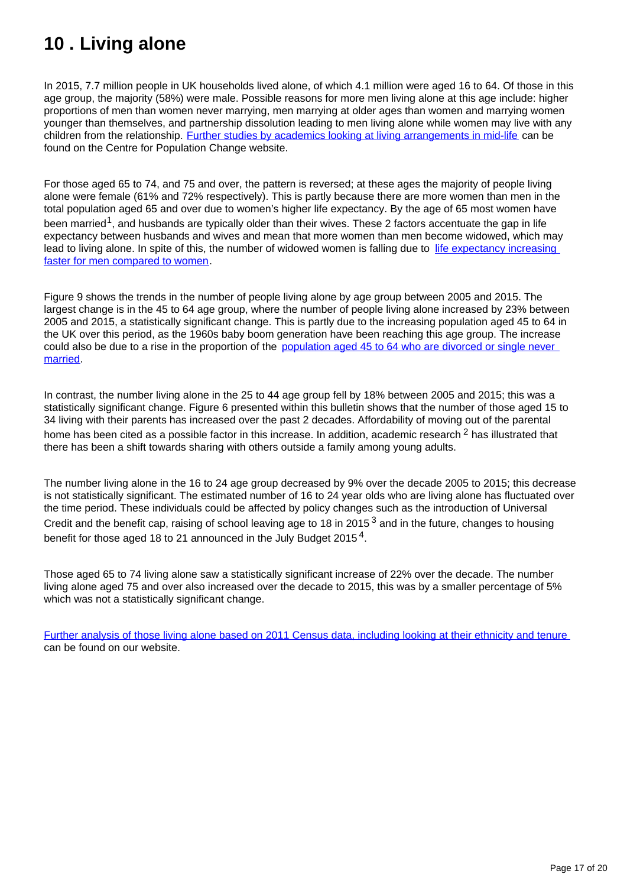# 10 . Living alone

In 2015, 7.7 million people in UK households lived alone, of which 4.1 million were aged 16 to 64. Of those in this age group, the majority (58%) were male. Possible reasons for more men living alone at this age include: higher proportions of men than women never marrying, men marrying at older ages than women and marrying women younger than themselves, and partnership dissolution leading to men living alone while women may live with any children from the relationship. Further studies by academics looking at living arrangements in mid-life can be found on the Centre for Population Change website.

For those aged 65 to 74, and 75 and over, the pattern is reversed; at these ages the majority of people living alone were female (61% and 72% respectively). This is partly because there are more women than men in the total population aged 65 and over due to women's higher life expectancy. By the age of 65 most women have been married[1], and husbands are typically older than their wives. These 2 factors accentuate the gap in life expectancy between husbands and wives and mean that more women than men become widowed, which may lead to living alone. In spite of this, the number of widowed women is falling due to life expectancy increasing faster for men compared to women.

Figure 9 shows the trends in the number of people living alone by age group between 2005 and 2015. The largest change is in the 45 to 64 age group, where the number of people living alone increased by 23% between 2005 and 2015, a statistically significant change. This is partly due to the increasing population aged 45 to 64 in the UK over this period, as the 1960s baby boom generation have been reaching this age group. The increase could also be due to a rise in the proportion of the population aged 45 to 64 who are divorced or single never married.

In contrast, the number living alone in the 25 to 44 age group fell by 18% between 2005 and 2015; this was a statistically significant change. Figure 6 presented within this bulletin shows that the number of those aged 15 to 34 living with their parents has increased over the past 2 decades. Affordability of moving out of the parental home has been cited as a possible factor in this increase. In addition, academic research [2] has illustrated that there has been a shift towards sharing with others outside a family among young adults.

The number living alone in the 16 to 24 age group decreased by 9% over the decade 2005 to 2015; this decrease is not statistically significant. The estimated number of 16 to 24 year olds who are living alone has fluctuated over the time period. These individuals could be affected by policy changes such as the introduction of Universal Credit and the benefit cap, raising of school leaving age to 18 in 2015 [3] and in the future, changes to housing benefit for those aged 18 to 21 announced in the July Budget 2015 [4].

Those aged 65 to 74 living alone saw a statistically significant increase of 22% over the decade. The number living alone aged 75 and over also increased over the decade to 2015, this was by a smaller percentage of 5% which was not a statistically significant change.

Further analysis of those living alone based on 2011 Census data, including looking at their ethnicity and tenure can be found on our website.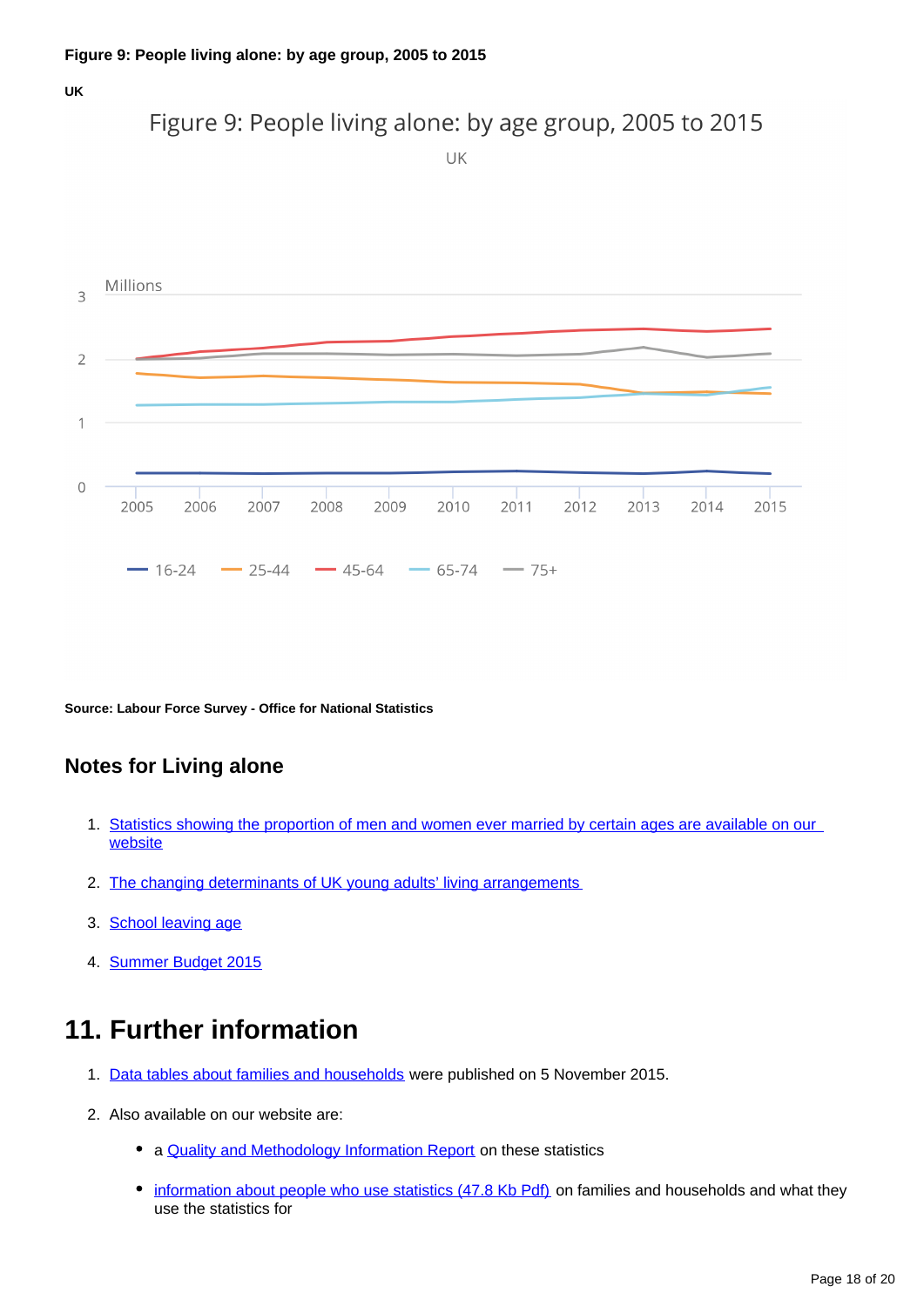**Figure 9: People living alone: by age group, 2005 to 2015**

**UK**

**Source: Labour Force Survey - Office for National Statistics**

## Notes for Living alone

1. Statistics showing the proportion of men and women ever married by certain ages are available on our website
2. The changing determinants of UK young adults' living arrangements
3. School leaving age
4. Summer Budget 2015

# 11. Further information

1. Data tables about families and households were published on 5 November 2015.
2. Also available on our website are:
   - a Quality and Methodology Information Report on these statistics
   - information about people who use statistics (47.8 Kb Pdf) on families and households and what they use the statistics for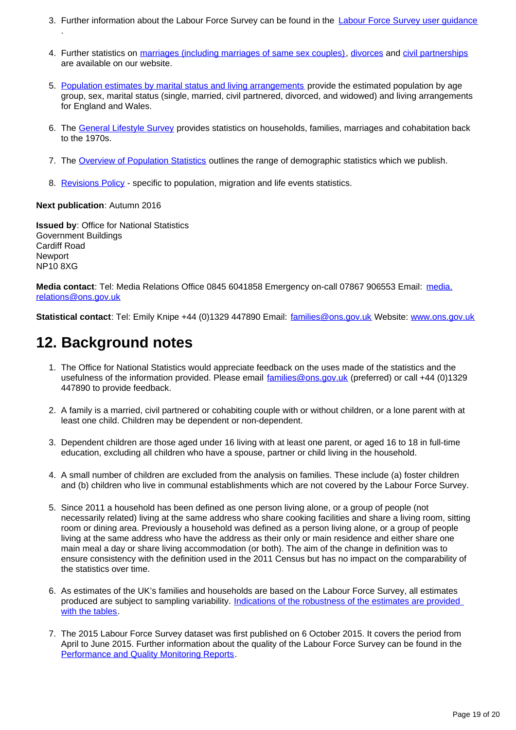3. Further information about the Labour Force Survey can be found in the Labour Force Survey user guidance .

4. Further statistics on marriages (including marriages of same sex couples), divorces and civil partnerships are available on our website.

5. Population estimates by marital status and living arrangements provide the estimated population by age group, sex, marital status (single, married, civil partnered, divorced, and widowed) and living arrangements for England and Wales.

6. The General Lifestyle Survey provides statistics on households, families, marriages and cohabitation back to the 1970s.

7. The Overview of Population Statistics outlines the range of demographic statistics which we publish.

8. Revisions Policy - specific to population, migration and life events statistics.

**Next publication**: Autumn 2016

**Issued by**: Office for National Statistics
Government Buildings
Cardiff Road
Newport
NP10 8XG

**Media contact**: Tel: Media Relations Office 0845 6041858 Emergency on-call 07867 906553 Email: media.relations@ons.gov.uk

**Statistical contact**: Tel: Emily Knipe +44 (0)1329 447890 Email: families@ons.gov.uk Website: www.ons.gov.uk

## 12. Background notes

1. The Office for National Statistics would appreciate feedback on the uses made of the statistics and the usefulness of the information provided. Please email families@ons.gov.uk (preferred) or call +44 (0)1329 447890 to provide feedback.

2. A family is a married, civil partnered or cohabiting couple with or without children, or a lone parent with at least one child. Children may be dependent or non-dependent.

3. Dependent children are those aged under 16 living with at least one parent, or aged 16 to 18 in full-time education, excluding all children who have a spouse, partner or child living in the household.

4. A small number of children are excluded from the analysis on families. These include (a) foster children and (b) children who live in communal establishments which are not covered by the Labour Force Survey.

5. Since 2011 a household has been defined as one person living alone, or a group of people (not necessarily related) living at the same address who share cooking facilities and share a living room, sitting room or dining area. Previously a household was defined as a person living alone, or a group of people living at the same address who have the address as their only or main residence and either share one main meal a day or share living accommodation (or both). The aim of the change in definition was to ensure consistency with the definition used in the 2011 Census but has no impact on the comparability of the statistics over time.

6. As estimates of the UK's families and households are based on the Labour Force Survey, all estimates produced are subject to sampling variability. Indications of the robustness of the estimates are provided with the tables.

7. The 2015 Labour Force Survey dataset was first published on 6 October 2015. It covers the period from April to June 2015. Further information about the quality of the Labour Force Survey can be found in the Performance and Quality Monitoring Reports.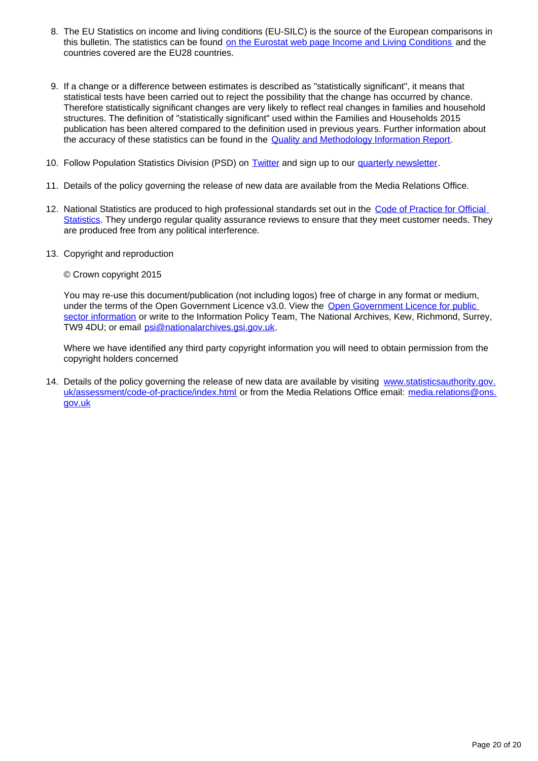8. The EU Statistics on income and living conditions (EU-SILC) is the source of the European comparisons in this bulletin. The statistics can be found on the Eurostat web page Income and Living Conditions and the countries covered are the EU28 countries.

9. If a change or a difference between estimates is described as "statistically significant", it means that statistical tests have been carried out to reject the possibility that the change has occurred by chance. Therefore statistically significant changes are very likely to reflect real changes in families and household structures. The definition of "statistically significant" used within the Families and Households 2015 publication has been altered compared to the definition used in previous years. Further information about the accuracy of these statistics can be found in the Quality and Methodology Information Report.

10. Follow Population Statistics Division (PSD) on Twitter and sign up to our quarterly newsletter.

11. Details of the policy governing the release of new data are available from the Media Relations Office.

12. National Statistics are produced to high professional standards set out in the Code of Practice for Official Statistics. They undergo regular quality assurance reviews to ensure that they meet customer needs. They are produced free from any political interference.

13. Copyright and reproduction

    © Crown copyright 2015

    You may re-use this document/publication (not including logos) free of charge in any format or medium, under the terms of the Open Government Licence v3.0. View the Open Government Licence for public sector information or write to the Information Policy Team, The National Archives, Kew, Richmond, Surrey, TW9 4DU; or email psi@nationalarchives.gsi.gov.uk.

    Where we have identified any third party copyright information you will need to obtain permission from the copyright holders concerned

14. Details of the policy governing the release of new data are available by visiting www.statisticsauthority.gov.uk/assessment/code-of-practice/index.html or from the Media Relations Office email: media.relations@ons.gov.uk